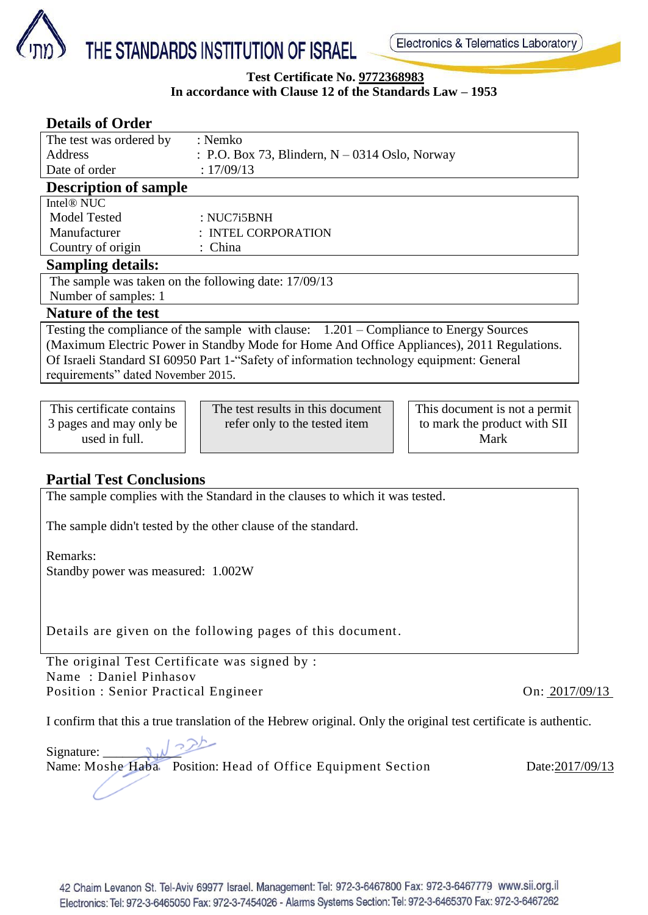THE STANDARDS INSTITUTION OF ISRAEL

Electronics & Telematics Laboratory

**Test Certificate No. 9772368983**
**In accordance with Clause 12 of the Standards Law – 1953**

## Details of Order

| | |
|---|---|
| The test was ordered by | : Nemko |
| Address | : P.O. Box 73, Blindern, N – 0314 Oslo, Norway |
| Date of order | : 17/09/13 |

## Description of sample

Intel® NUC

| | |
|---|---|
| Model Tested | : NUC7i5BNH |
| Manufacturer | : INTEL CORPORATION |
| Country of origin | : China |

## Sampling details:

The sample was taken on the following date: 17/09/13
Number of samples: 1

## Nature of the test

Testing the compliance of the sample with clause: 1.201 – Compliance to Energy Sources (Maximum Electric Power in Standby Mode for Home And Office Appliances), 2011 Regulations. Of Israeli Standard SI 60950 Part 1-"Safety of information technology equipment: General requirements" dated November 2015.

| | | |
|---|---|---|
| This certificate contains 3 pages and may only be used in full. | The test results in this document refer only to the tested item | This document is not a permit to mark the product with SII Mark |

## Partial Test Conclusions

The sample complies with the Standard in the clauses to which it was tested.

The sample didn't tested by the other clause of the standard.

Remarks:
Standby power was measured: 1.002W

Details are given on the following pages of this document.

The original Test Certificate was signed by :
Name : Daniel Pinhasov
Position : Senior Practical Engineer

On: 2017/09/13

I confirm that this a true translation of the Hebrew original. Only the original test certificate is authentic.

Signature: ________
Name: Moshe Haba Position: Head of Office Equipment Section

Date:2017/09/13

42 Chaim Levanon St. Tel-Aviv 69977 Israel. Management: Tel: 972-3-6467800 Fax: 972-3-6467779 www.sii.org.il
Electronics: Tel: 972-3-6465050 Fax: 972-3-7454026 - Alarms Systems Section: Tel: 972-3-6465370 Fax: 972-3-6467262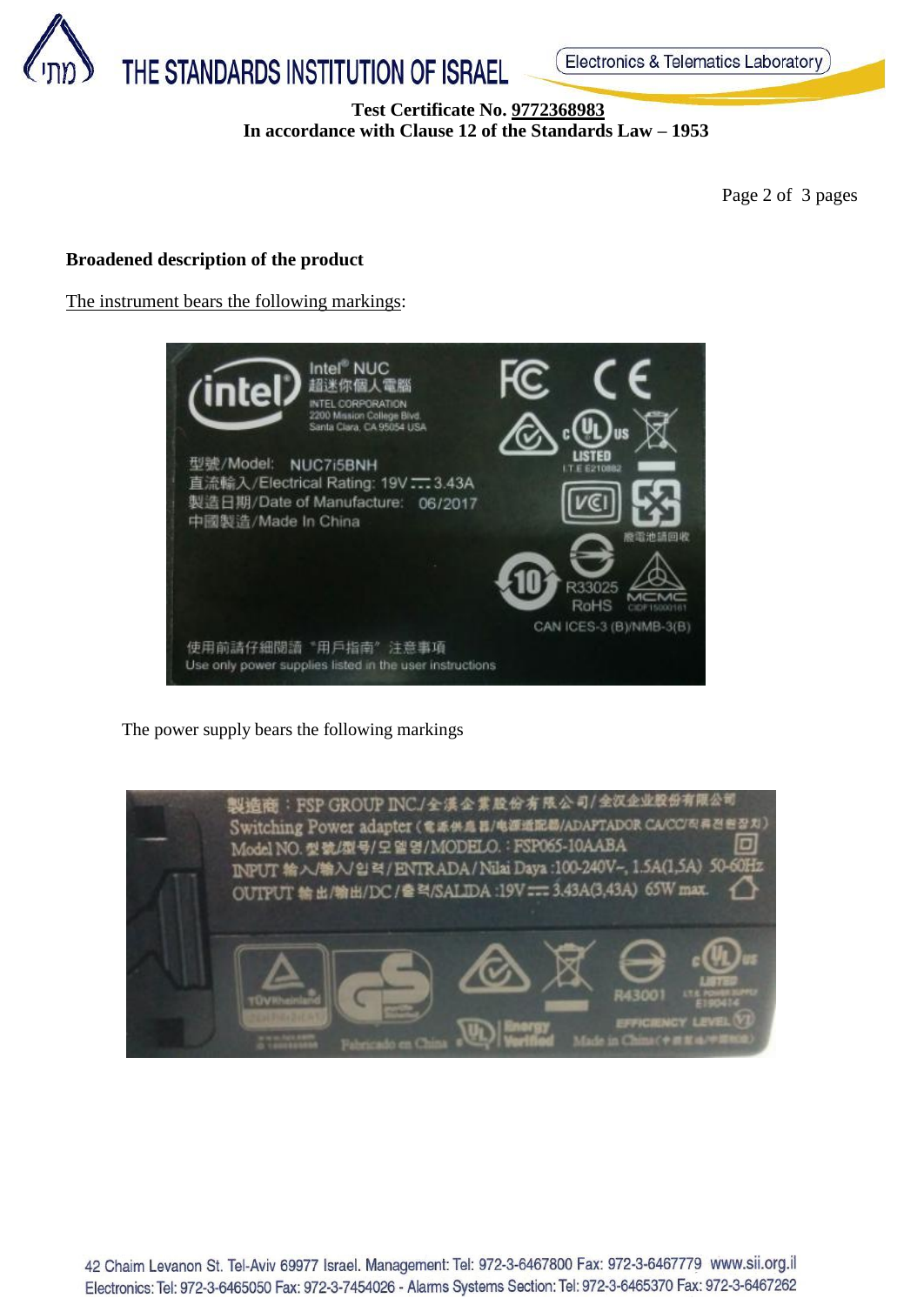**Broadened description of the product**

The instrument bears the following markings:

The power supply bears the following markings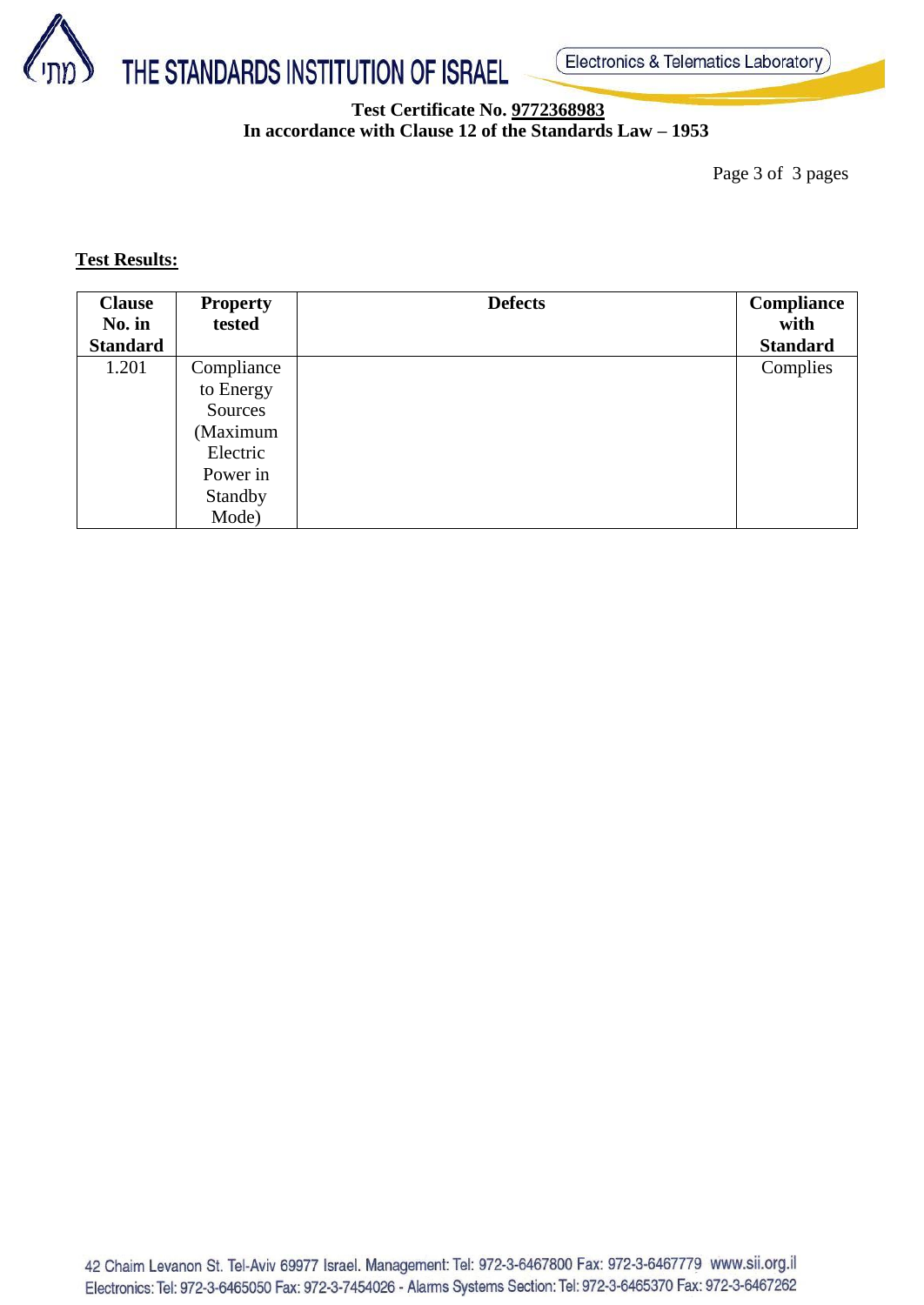**Test Certificate No. 9772368983**
**In accordance with Clause 12 of the Standards Law – 1953**

**Test Results:**

| Clause No. in Standard | Property tested | Defects | Compliance with Standard |
|---|---|---|---|
| 1.201 | Compliance to Energy Sources (Maximum Electric Power in Standby Mode) | | Complies |